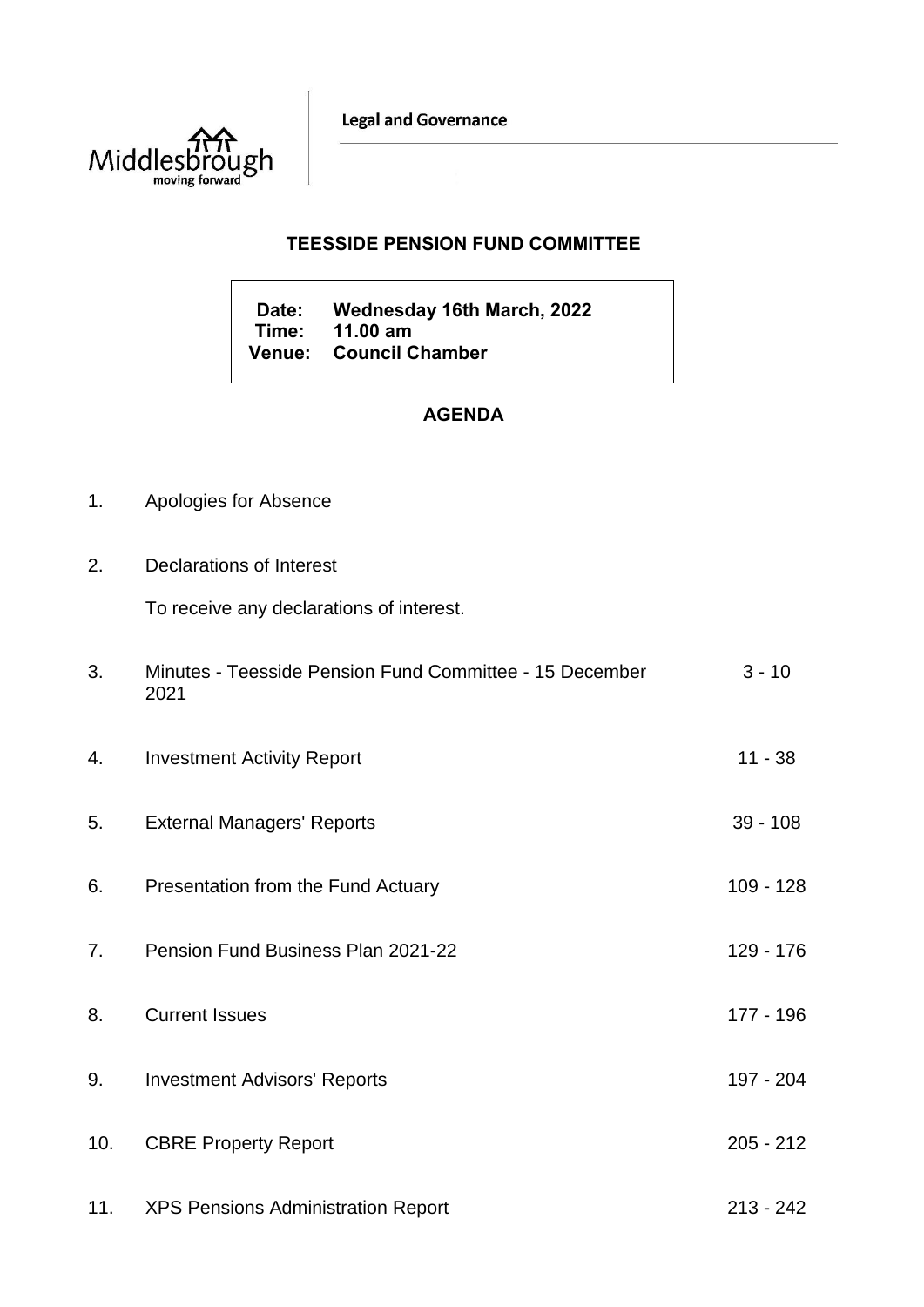Middlesbrough
moving forward

**Legal and Governance**

## TEESSIDE PENSION FUND COMMITTEE

**Date: Wednesday 16th March, 2022**
**Time: 11.00 am**
**Venue: Council Chamber**

## AGENDA

1. Apologies for Absence

2. Declarations of Interest

   To receive any declarations of interest.

3. Minutes - Teesside Pension Fund Committee - 15 December 2021 — 3 - 10

4. Investment Activity Report — 11 - 38

5. External Managers' Reports — 39 - 108

6. Presentation from the Fund Actuary — 109 - 128

7. Pension Fund Business Plan 2021-22 — 129 - 176

8. Current Issues — 177 - 196

9. Investment Advisors' Reports — 197 - 204

10. CBRE Property Report — 205 - 212

11. XPS Pensions Administration Report — 213 - 242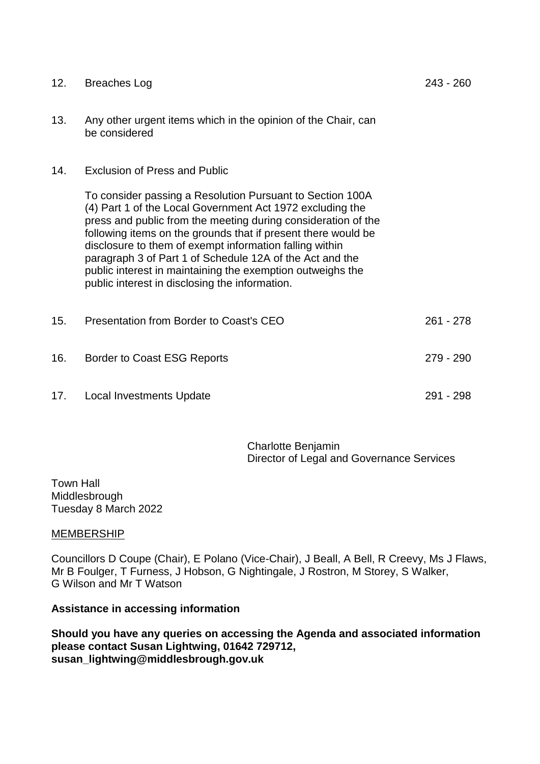12. Breaches Log 243 - 260

13. Any other urgent items which in the opinion of the Chair, can be considered

14. Exclusion of Press and Public

    To consider passing a Resolution Pursuant to Section 100A (4) Part 1 of the Local Government Act 1972 excluding the press and public from the meeting during consideration of the following items on the grounds that if present there would be disclosure to them of exempt information falling within paragraph 3 of Part 1 of Schedule 12A of the Act and the public interest in maintaining the exemption outweighs the public interest in disclosing the information.

15. Presentation from Border to Coast's CEO 261 - 278

16. Border to Coast ESG Reports 279 - 290

17. Local Investments Update 291 - 298

Charlotte Benjamin
Director of Legal and Governance Services

Town Hall
Middlesbrough
Tuesday 8 March 2022

MEMBERSHIP

Councillors D Coupe (Chair), E Polano (Vice-Chair), J Beall, A Bell, R Creevy, Ms J Flaws, Mr B Foulger, T Furness, J Hobson, G Nightingale, J Rostron, M Storey, S Walker, G Wilson and Mr T Watson

**Assistance in accessing information**

**Should you have any queries on accessing the Agenda and associated information please contact Susan Lightwing, 01642 729712, susan_lightwing@middlesbrough.gov.uk**